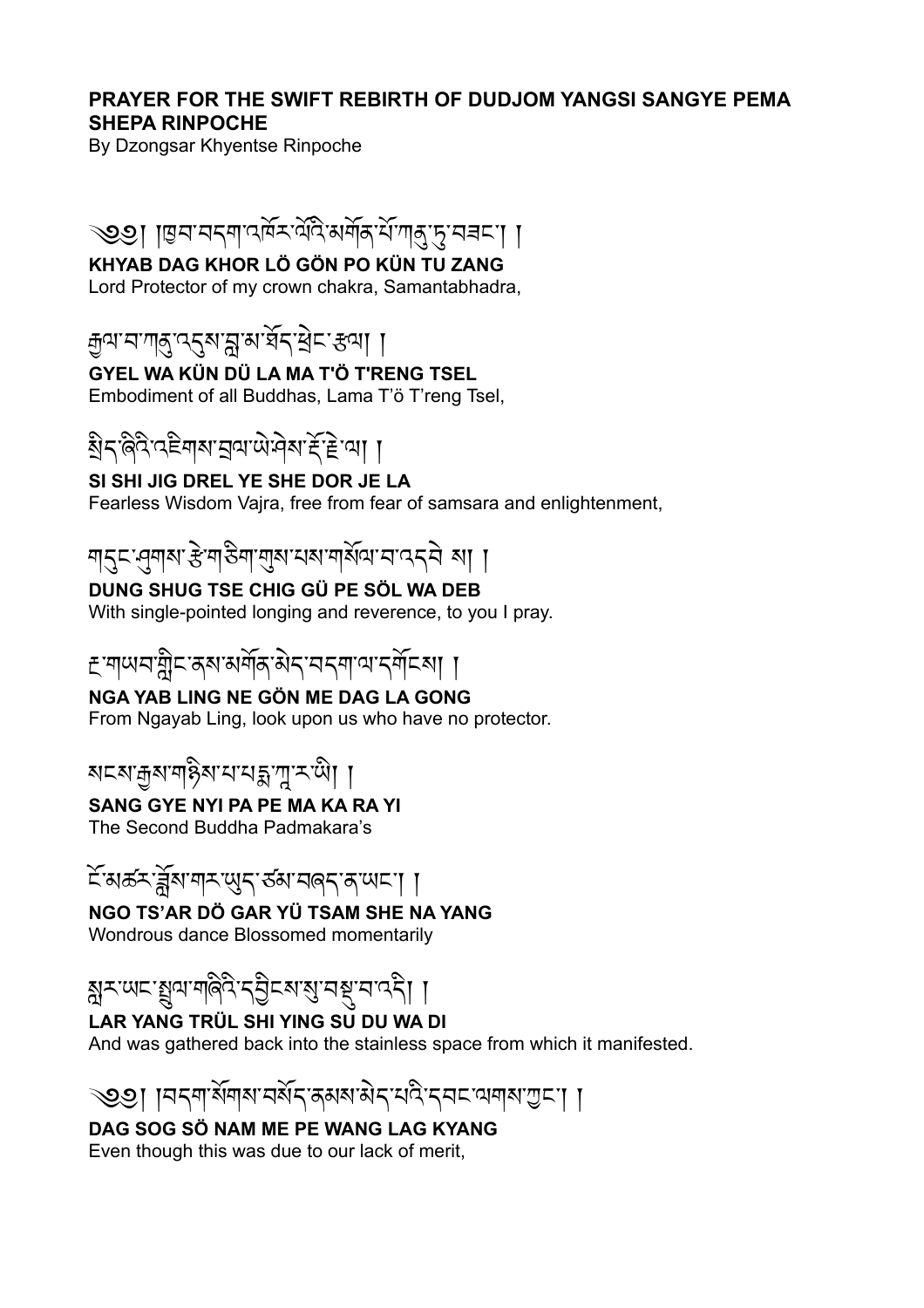**PRAYER FOR THE SWIFT REBIRTH OF DUDJOM YANGSI SANGYE PEMA SHEPA RINPOCHE**

By Dzongsar Khyentse Rinpoche

༄༅། །ཁྱབ་བདག་འཁོར་ལོའི་མགོན་པོ་ཀུན་ཏུ་བཟང་། །

**KHYAB DAG KHOR LÖ GÖN PO KÜN TU ZANG**

Lord Protector of my crown chakra, Samantabhadra,

རྒྱལ་བ་ཀུན་འདུས་བླ་མ་ཐོད་ཕྲེང་རྩལ། །

**GYEL WA KÜN DÜ LA MA T'Ö T'RENG TSEL**

Embodiment of all Buddhas, Lama T'ö T'reng Tsel,

སྲིད་ཞིའི་འཇིགས་བྲལ་ཡེ་ཤེས་རྡོ་རྗེ་ལ། །

**SI SHI JIG DREL YE SHE DOR JE LA**

Fearless Wisdom Vajra, free from fear of samsara and enlightenment,

གདུང་ཤུགས་རྩེ་གཅིག་གུས་པས་གསོལ་བ་འདེབས། །

**DUNG SHUG TSE CHIG GÜ PE SÖL WA DEB**

With single-pointed longing and reverence, to you I pray.

རྔ་གཡབ་གླིང་ནས་མགོན་མེད་བདག་ལ་དགོངས། །

**NGA YAB LING NE GÖN ME DAG LA GONG**

From Ngayab Ling, look upon us who have no protector.

སངས་རྒྱས་གཉིས་པ་པདྨ་ཀ་ར་ཡི། །

**SANG GYE NYI PA PE MA KA RA YI**

The Second Buddha Padmakara's

ངོ་མཚར་བློས་གར་ཡུད་ཙམ་བཞད་ན་ཡང་། །

**NGO TS'AR DÖ GAR YÜ TSAM SHE NA YANG**

Wondrous dance Blossomed momentarily

སླར་ཡང་སྤྲུལ་གཞིའི་དབྱིངས་སུ་བསྡུ་བ་འདི། །

**LAR YANG TRÜL SHI YING SU DU WA DI**

And was gathered back into the stainless space from which it manifested.

༄༅། །བདག་སོགས་བསོད་ནམས་མེད་པའི་དབང་ལགས་ཀྱང་། །

**DAG SOG SÖ NAM ME PE WANG LAG KYANG**

Even though this was due to our lack of merit,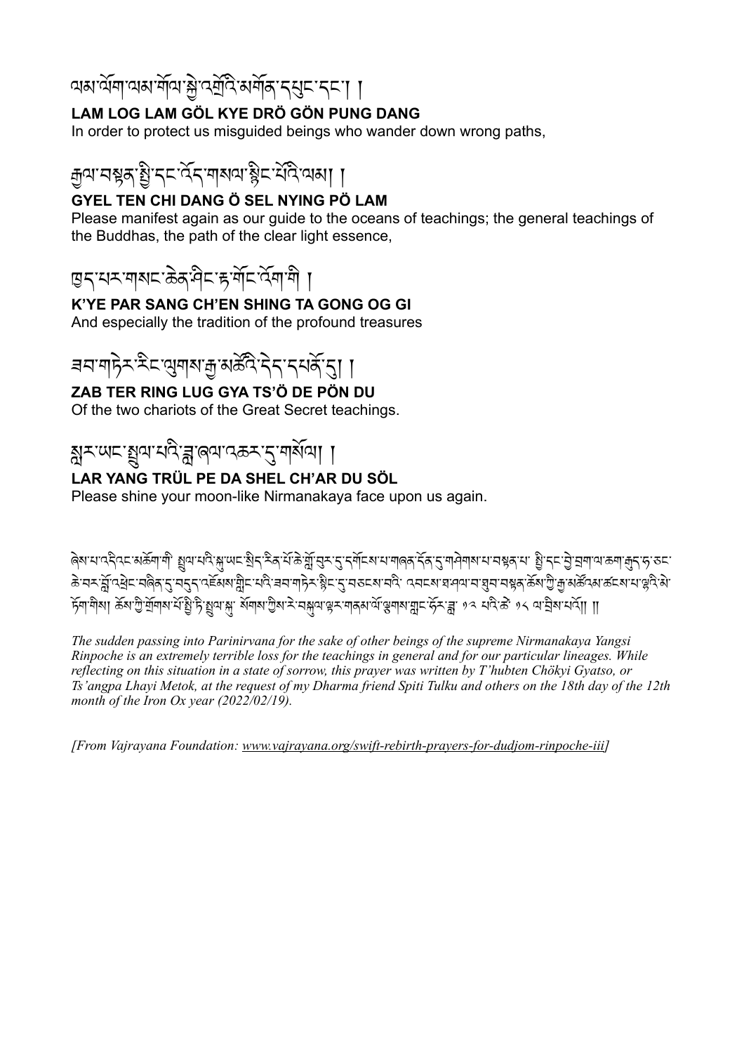ལམ་ལོག་ལམ་གོལ་སྐྱེ་འགྲོའི་མགོན་དཔུང་དང་། །

**LAM LOG LAM GÖL KYE DRÖ GÖN PUNG DANG**
In order to protect us misguided beings who wander down wrong paths,

རྒྱལ་བསྟན་སྤྱི་དང་འོད་གསལ་སྙིང་པོའི་ལམ། །

**GYEL TEN CHI DANG Ö SEL NYING PÖ LAM**
Please manifest again as our guide to the oceans of teachings; the general teachings of the Buddhas, the path of the clear light essence,

ཁྱད་པར་གསང་ཆེན་ཤིང་རྟ་གོང་འོག་གི །

**K'YE PAR SANG CH'EN SHING TA GONG OG GI**
And especially the tradition of the profound treasures

ཟབ་གཏེར་རིང་ལུགས་རྒྱ་མཚོའི་དེད་དཔོན་དུ། །

**ZAB TER RING LUG GYA TS'Ö DE PÖN DU**
Of the two chariots of the Great Secret teachings.

སླར་ཡང་སྤྲུལ་པའི་ཟླ་ཞལ་འཆར་དུ་གསོལ། །

**LAR YANG TRÜL PE DA SHEL CH'AR DU SÖL**
Please shine your moon-like Nirmanakaya face upon us again.

ཞེས་པ་འདིའང་མཆོག་གི་ སྤྲུལ་པའི་སྐུ་ཡང་སྲིད་རིན་པོ་ཆེ་གློ་བུར་དུ་དགོངས་པ་གཞན་དོན་དུ་གཤེགས་པ་པ་བསྟན་པ་ སྤྱི་དང་བྱེ་བྲག་ལ་ཆག་ཆུད་ཤ་ཏང་ཆེ་བར་བློ་འཁྲེང་བཞིན་དུ་བདུད་འཇོམས་གླིང་པའི་ཟབ་གཏེར་སྙིང་དུ་བཅངས་བའི་ འབངས་ཐ་ཤལ་བ་ཐུབ་བསྟན་ཆོས་ཀྱི་རྒྱ་མཚོའམ་ཚངས་པ་ལྷའི་མེ་ཏོག་གིས། ཆོས་ཀྱི་གྲོགས་པོ་སྤི་ཏི་སྤྲུལ་སྐུ་ སོགས་ཀྱིས་རེ་བསྐུལ་ལྟར་གནམ་ལོ་ལྕགས་གླང་ཟླ་ ༡༢ པའི་ཚེ་ ༡༨ ལ་བྲིས་པའོ། །།

*The sudden passing into Parinirvana for the sake of other beings of the supreme Nirmanakaya Yangsi Rinpoche is an extremely terrible loss for the teachings in general and for our particular lineages. While reflecting on this situation in a state of sorrow, this prayer was written by T'hubten Chökyi Gyatso, or Ts'angpa Lhayi Metok, at the request of my Dharma friend Spiti Tulku and others on the 18th day of the 12th month of the Iron Ox year (2022/02/19).*

*[From Vajrayana Foundation: www.vajrayana.org/swift-rebirth-prayers-for-dudjom-rinpoche-iii]*